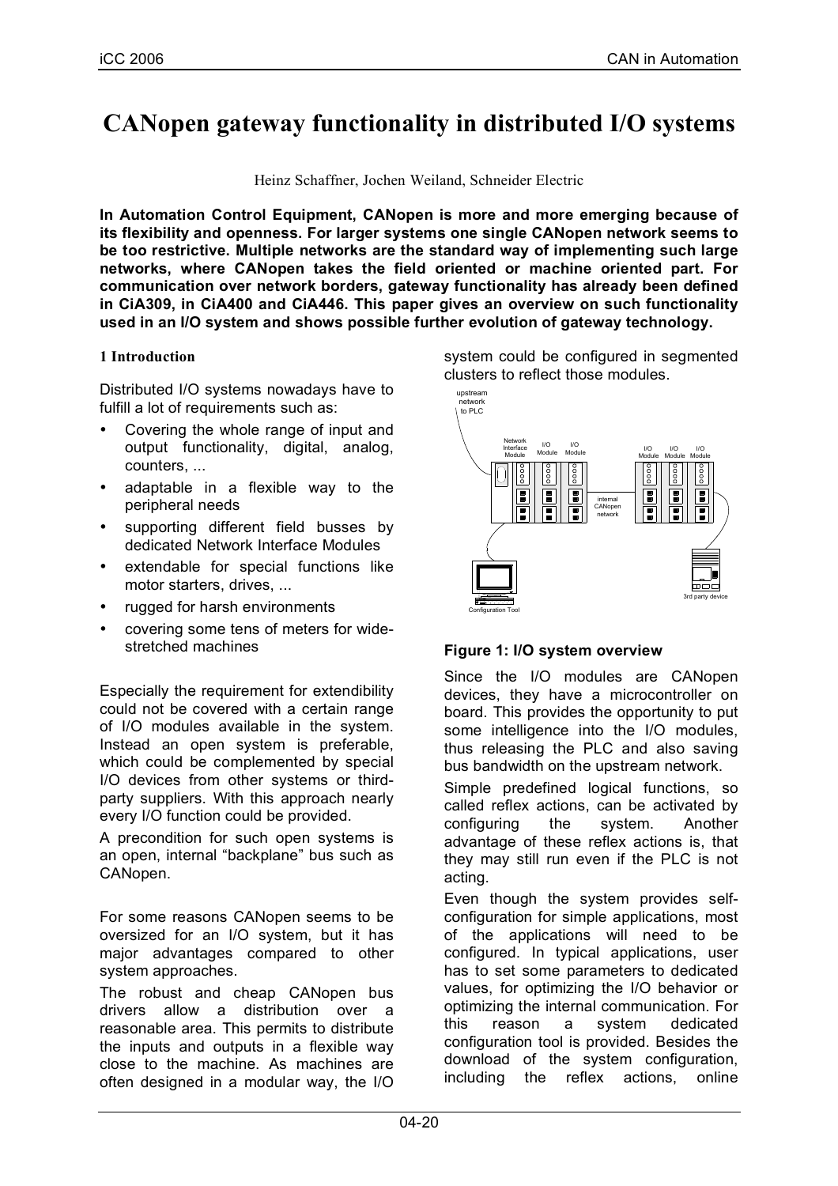# CANopen gateway functionality in distributed I/O systems

Heinz Schaffner, Jochen Weiland, Schneider Electric

**In Automation Control Equipment, CANopen is more and more emerging because of its flexibility and openness. For larger systems one single CANopen network seems to be too restrictive. Multiple networks are the standard way of implementing such large networks, where CANopen takes the field oriented or machine oriented part. For communication over network borders, gateway functionality has already been defined in CiA309, in CiA400 and CiA446. This paper gives an overview on such functionality used in an I/O system and shows possible further evolution of gateway technology.**

## 1 Introduction

Distributed I/O systems nowadays have to fulfill a lot of requirements such as:

- Covering the whole range of input and output functionality, digital, analog, counters, ...
- adaptable in a flexible way to the peripheral needs
- supporting different field busses by dedicated Network Interface Modules
- extendable for special functions like motor starters, drives, ...
- rugged for harsh environments
- covering some tens of meters for wide-stretched machines

Especially the requirement for extendibility could not be covered with a certain range of I/O modules available in the system. Instead an open system is preferable, which could be complemented by special I/O devices from other systems or third-party suppliers. With this approach nearly every I/O function could be provided.

A precondition for such open systems is an open, internal "backplane" bus such as CANopen.

For some reasons CANopen seems to be oversized for an I/O system, but it has major advantages compared to other system approaches.

The robust and cheap CANopen bus drivers allow a distribution over a reasonable area. This permits to distribute the inputs and outputs in a flexible way close to the machine. As machines are often designed in a modular way, the I/O system could be configured in segmented clusters to reflect those modules.

**Figure 1: I/O system overview**

Since the I/O modules are CANopen devices, they have a microcontroller on board. This provides the opportunity to put some intelligence into the I/O modules, thus releasing the PLC and also saving bus bandwidth on the upstream network.

Simple predefined logical functions, so called reflex actions, can be activated by configuring the system. Another advantage of these reflex actions is, that they may still run even if the PLC is not acting.

Even though the system provides self-configuration for simple applications, most of the applications will need to be configured. In typical applications, user has to set some parameters to dedicated values, for optimizing the I/O behavior or optimizing the internal communication. For this reason a system dedicated configuration tool is provided. Besides the download of the system configuration, including the reflex actions, online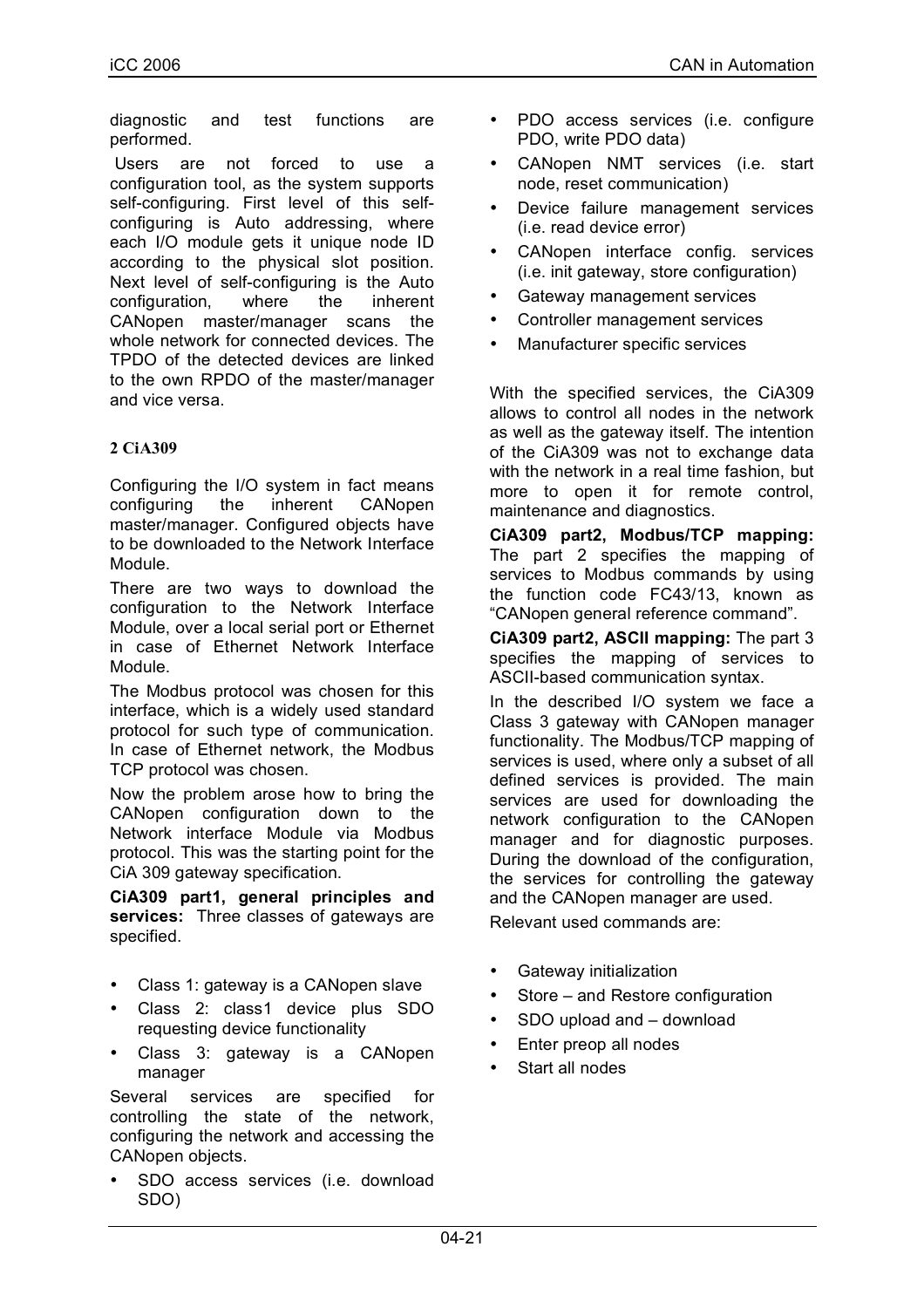diagnostic and test functions are performed.

Users are not forced to use a configuration tool, as the system supports self-configuring. First level of this self-configuring is Auto addressing, where each I/O module gets it unique node ID according to the physical slot position. Next level of self-configuring is the Auto configuration, where the inherent CANopen master/manager scans the whole network for connected devices. The TPDO of the detected devices are linked to the own RPDO of the master/manager and vice versa.

## 2 CiA309

Configuring the I/O system in fact means configuring the inherent CANopen master/manager. Configured objects have to be downloaded to the Network Interface Module.

There are two ways to download the configuration to the Network Interface Module, over a local serial port or Ethernet in case of Ethernet Network Interface Module.

The Modbus protocol was chosen for this interface, which is a widely used standard protocol for such type of communication. In case of Ethernet network, the Modbus TCP protocol was chosen.

Now the problem arose how to bring the CANopen configuration down to the Network interface Module via Modbus protocol. This was the starting point for the CiA 309 gateway specification.

**CiA309 part1, general principles and services:** Three classes of gateways are specified.

- Class 1: gateway is a CANopen slave
- Class 2: class1 device plus SDO requesting device functionality
- Class 3: gateway is a CANopen manager

Several services are specified for controlling the state of the network, configuring the network and accessing the CANopen objects.

- SDO access services (i.e. download SDO)
- PDO access services (i.e. configure PDO, write PDO data)
- CANopen NMT services (i.e. start node, reset communication)
- Device failure management services (i.e. read device error)
- CANopen interface config. services (i.e. init gateway, store configuration)
- Gateway management services
- Controller management services
- Manufacturer specific services

With the specified services, the CiA309 allows to control all nodes in the network as well as the gateway itself. The intention of the CiA309 was not to exchange data with the network in a real time fashion, but more to open it for remote control, maintenance and diagnostics.

**CiA309 part2, Modbus/TCP mapping:** The part 2 specifies the mapping of services to Modbus commands by using the function code FC43/13, known as "CANopen general reference command".

**CiA309 part2, ASCII mapping:** The part 3 specifies the mapping of services to ASCII-based communication syntax.

In the described I/O system we face a Class 3 gateway with CANopen manager functionality. The Modbus/TCP mapping of services is used, where only a subset of all defined services is provided. The main services are used for downloading the network configuration to the CANopen manager and for diagnostic purposes. During the download of the configuration, the services for controlling the gateway and the CANopen manager are used.

Relevant used commands are:

- Gateway initialization
- Store – and Restore configuration
- SDO upload and – download
- Enter preop all nodes
- Start all nodes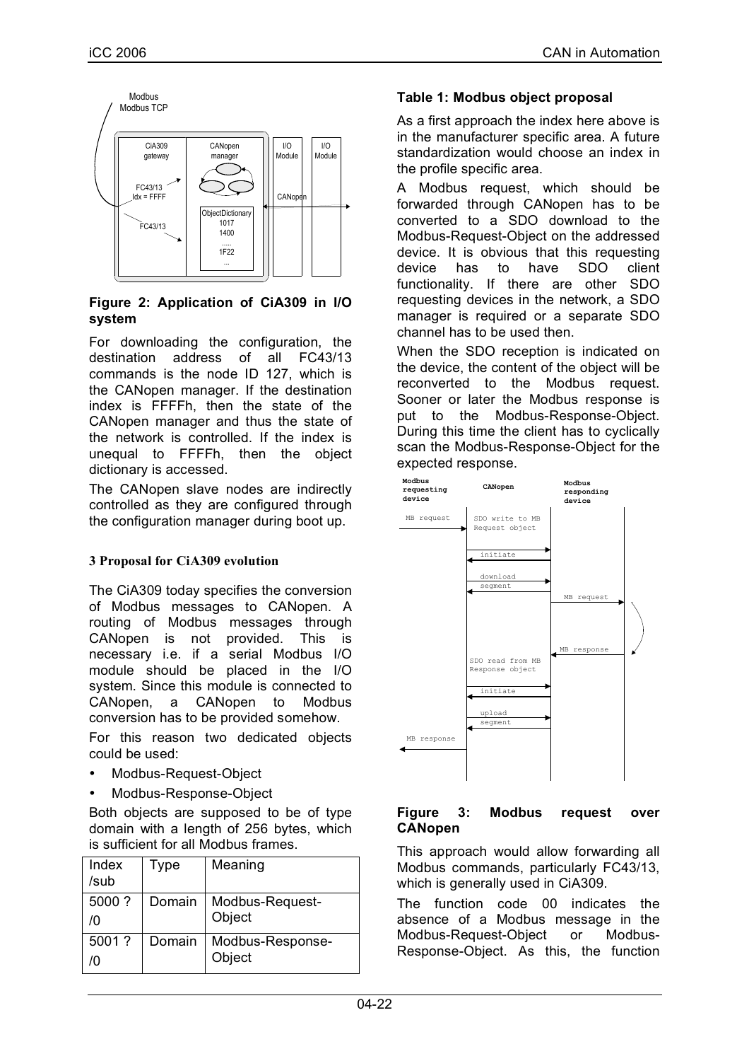**Figure 2: Application of CiA309 in I/O system**

For downloading the configuration, the destination address of all FC43/13 commands is the node ID 127, which is the CANopen manager. If the destination index is FFFFh, then the state of the CANopen manager and thus the state of the network is controlled. If the index is unequal to FFFFh, then the object dictionary is accessed.

The CANopen slave nodes are indirectly controlled as they are configured through the configuration manager during boot up.

### 3 Proposal for CiA309 evolution

The CiA309 today specifies the conversion of Modbus messages to CANopen. A routing of Modbus messages through CANopen is not provided. This is necessary i.e. if a serial Modbus I/O module should be placed in the I/O system. Since this module is connected to CANopen, a CANopen to Modbus conversion has to be provided somehow.

For this reason two dedicated objects could be used:

- Modbus-Request-Object
- Modbus-Response-Object

Both objects are supposed to be of type domain with a length of 256 bytes, which is sufficient for all Modbus frames.

| Index /sub | Type | Meaning |
|---|---|---|
| 5000 ? /0 | Domain | Modbus-Request-Object |
| 5001 ? /0 | Domain | Modbus-Response-Object |

**Table 1: Modbus object proposal**

As a first approach the index here above is in the manufacturer specific area. A future standardization would choose an index in the profile specific area.

A Modbus request, which should be forwarded through CANopen has to be converted to a SDO download to the Modbus-Request-Object on the addressed device. It is obvious that this requesting device has to have SDO client functionality. If there are other SDO requesting devices in the network, a SDO manager is required or a separate SDO channel has to be used then.

When the SDO reception is indicated on the device, the content of the object will be reconverted to the Modbus request. Sooner or later the Modbus response is put to the Modbus-Response-Object. During this time the client has to cyclically scan the Modbus-Response-Object for the expected response.

**Figure 3: Modbus request over CANopen**

This approach would allow forwarding all Modbus commands, particularly FC43/13, which is generally used in CiA309.

The function code 00 indicates the absence of a Modbus message in the Modbus-Request-Object or Modbus-Response-Object. As this, the function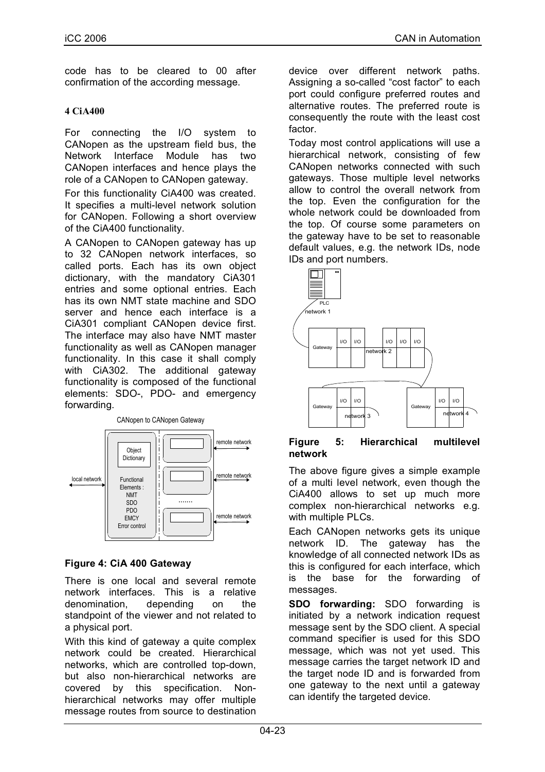code has to be cleared to 00 after confirmation of the according message.

## 4 CiA400

For connecting the I/O system to CANopen as the upstream field bus, the Network Interface Module has two CANopen interfaces and hence plays the role of a CANopen to CANopen gateway.

For this functionality CiA400 was created. It specifies a multi-level network solution for CANopen. Following a short overview of the CiA400 functionality.

A CANopen to CANopen gateway has up to 32 CANopen network interfaces, so called ports. Each has its own object dictionary, with the mandatory CiA301 entries and some optional entries. Each has its own NMT state machine and SDO server and hence each interface is a CiA301 compliant CANopen device first. The interface may also have NMT master functionality as well as CANopen manager functionality. In this case it shall comply with CiA302. The additional gateway functionality is composed of the functional elements: SDO-, PDO- and emergency forwarding.

**Figure 4: CiA 400 Gateway**

There is one local and several remote network interfaces. This is a relative denomination, depending on the standpoint of the viewer and not related to a physical port.

With this kind of gateway a quite complex network could be created. Hierarchical networks, which are controlled top-down, but also non-hierarchical networks are covered by this specification. Non-hierarchical networks may offer multiple message routes from source to destination device over different network paths. Assigning a so-called "cost factor" to each port could configure preferred routes and alternative routes. The preferred route is consequently the route with the least cost factor.

Today most control applications will use a hierarchical network, consisting of few CANopen networks connected with such gateways. Those multiple level networks allow to control the overall network from the top. Even the configuration for the whole network could be downloaded from the top. Of course some parameters on the gateway have to be set to reasonable default values, e.g. the network IDs, node IDs and port numbers.

**Figure 5: Hierarchical multilevel network**

The above figure gives a simple example of a multi level network, even though the CiA400 allows to set up much more complex non-hierarchical networks e.g. with multiple PLCs.

Each CANopen networks gets its unique network ID. The gateway has the knowledge of all connected network IDs as this is configured for each interface, which is the base for the forwarding of messages.

**SDO forwarding:** SDO forwarding is initiated by a network indication request message sent by the SDO client. A special command specifier is used for this SDO message, which was not yet used. This message carries the target network ID and the target node ID and is forwarded from one gateway to the next until a gateway can identify the targeted device.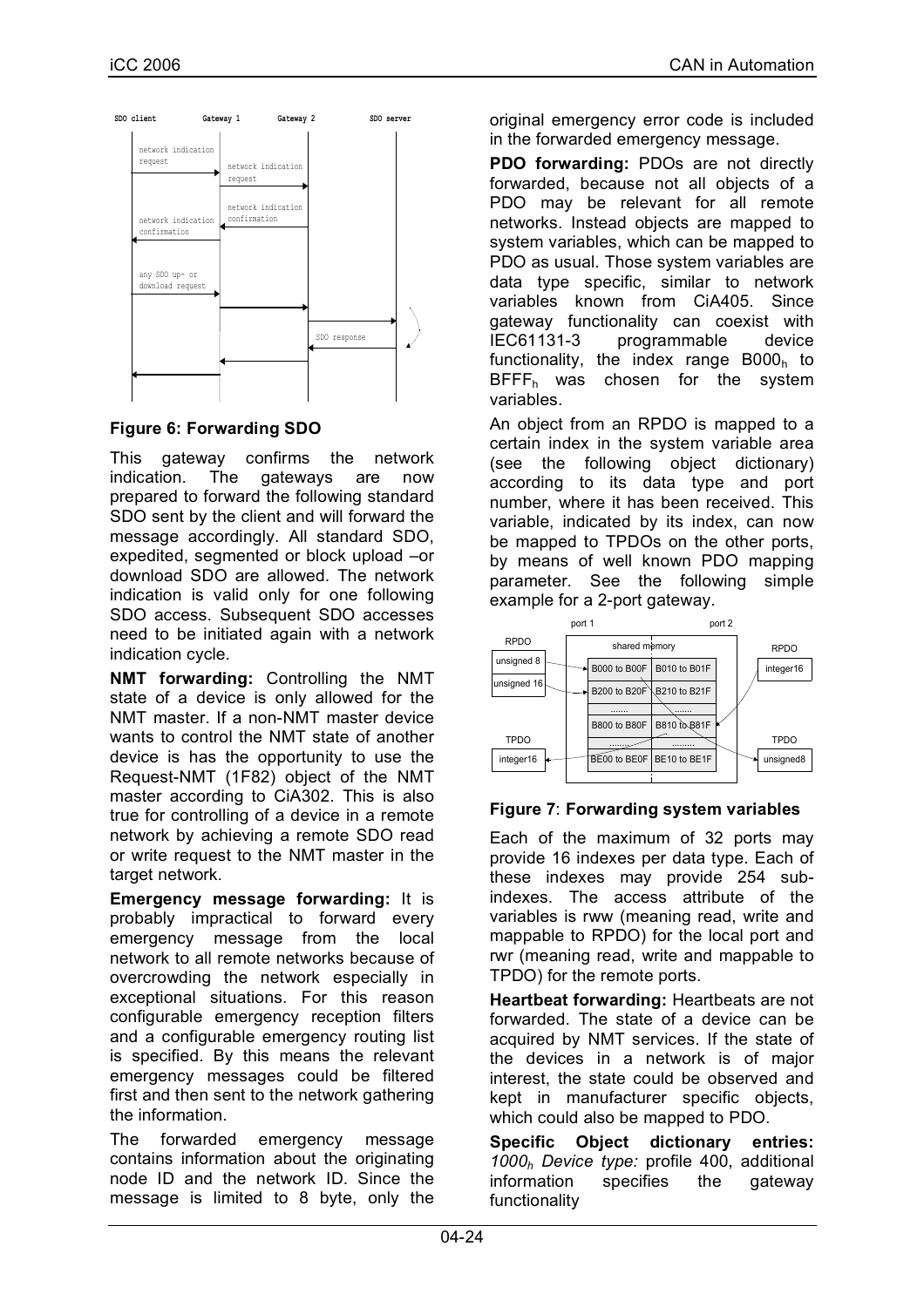**Figure 6: Forwarding SDO**

This gateway confirms the network indication. The gateways are now prepared to forward the following standard SDO sent by the client and will forward the message accordingly. All standard SDO, expedited, segmented or block upload –or download SDO are allowed. The network indication is valid only for one following SDO access. Subsequent SDO accesses need to be initiated again with a network indication cycle.

**NMT forwarding:** Controlling the NMT state of a device is only allowed for the NMT master. If a non-NMT master device wants to control the NMT state of another device is has the opportunity to use the Request-NMT (1F82) object of the NMT master according to CiA302. This is also true for controlling of a device in a remote network by achieving a remote SDO read or write request to the NMT master in the target network.

**Emergency message forwarding:** It is probably impractical to forward every emergency message from the local network to all remote networks because of overcrowding the network especially in exceptional situations. For this reason configurable emergency reception filters and a configurable emergency routing list is specified. By this means the relevant emergency messages could be filtered first and then sent to the network gathering the information.

The forwarded emergency message contains information about the originating node ID and the network ID. Since the message is limited to 8 byte, only the original emergency error code is included in the forwarded emergency message.

**PDO forwarding:** PDOs are not directly forwarded, because not all objects of a PDO may be relevant for all remote networks. Instead objects are mapped to system variables, which can be mapped to PDO as usual. Those system variables are data type specific, similar to network variables known from CiA405. Since gateway functionality can coexist with IEC61131-3 programmable device functionality, the index range $B000_h$ to $BFFF_h$ was chosen for the system variables.

An object from an RPDO is mapped to a certain index in the system variable area (see the following object dictionary) according to its data type and port number, where it has been received. This variable, indicated by its index, can now be mapped to TPDOs on the other ports, by means of well known PDO mapping parameter. See the following simple example for a 2-port gateway.

**Figure 7**: **Forwarding system variables**

Each of the maximum of 32 ports may provide 16 indexes per data type. Each of these indexes may provide 254 sub-indexes. The access attribute of the variables is rww (meaning read, write and mappable to RPDO) for the local port and rwr (meaning read, write and mappable to TPDO) for the remote ports.

**Heartbeat forwarding:** Heartbeats are not forwarded. The state of a device can be acquired by NMT services. If the state of the devices in a network is of major interest, the state could be observed and kept in manufacturer specific objects, which could also be mapped to PDO.

**Specific Object dictionary entries:** *$1000_h$ Device type:* profile 400, additional information specifies the gateway functionality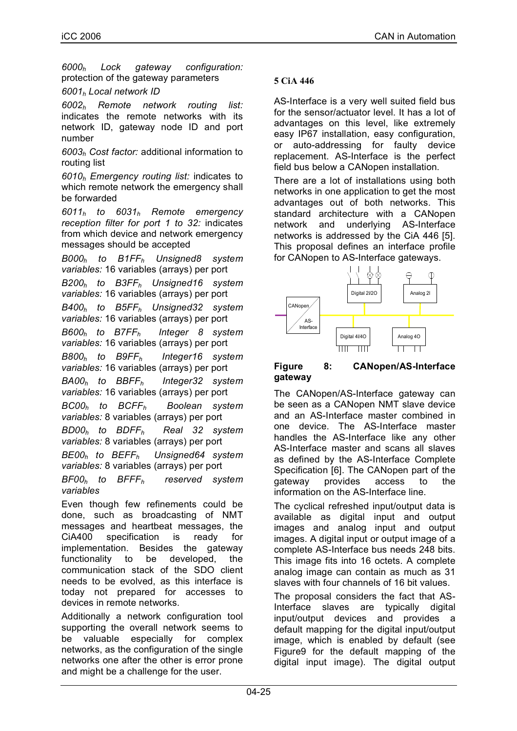*$6000_h$ Lock gateway configuration:* protection of the gateway parameters

*$6001_h$ Local network ID*

*$6002_h$ Remote network routing list:* indicates the remote networks with its network ID, gateway node ID and port number

*$6003_h$ Cost factor:* additional information to routing list

*$6010_h$ Emergency routing list:* indicates to which remote network the emergency shall be forwarded

*$6011_h$ to $6031_h$ Remote emergency reception filter for port 1 to 32:* indicates from which device and network emergency messages should be accepted

*$B000_h$ to $B1FF_h$ Unsigned8 system variables:* 16 variables (arrays) per port

*$B200_h$ to $B3FF_h$ Unsigned16 system variables:* 16 variables (arrays) per port

*$B400_h$ to $B5FF_h$ Unsigned32 system variables:* 16 variables (arrays) per port

*$B600_h$ to $B7FF_h$ Integer 8 system variables:* 16 variables (arrays) per port

*$B800_h$ to $B9FF_h$ Integer16 system variables:* 16 variables (arrays) per port

*$BA00_h$ to $BBFF_h$ Integer32 system variables:* 16 variables (arrays) per port

*$BC00_h$ to $BCFF_h$ Boolean system variables:* 8 variables (arrays) per port

*$BD00_h$ to $BDFF_h$ Real 32 system variables:* 8 variables (arrays) per port

*$BE00_h$ to $BEFF_h$ Unsigned64 system variables:* 8 variables (arrays) per port

*$BF00_h$ to $BFFF_h$ reserved system variables*

Even though few refinements could be done, such as broadcasting of NMT messages and heartbeat messages, the CiA400 specification is ready for implementation. Besides the gateway functionality to be developed, the communication stack of the SDO client needs to be evolved, as this interface is today not prepared for accesses to devices in remote networks.

Additionally a network configuration tool supporting the overall network seems to be valuable especially for complex networks, as the configuration of the single networks one after the other is error prone and might be a challenge for the user.

## 5 CiA 446

AS-Interface is a very well suited field bus for the sensor/actuator level. It has a lot of advantages on this level, like extremely easy IP67 installation, easy configuration, or auto-addressing for faulty device replacement. AS-Interface is the perfect field bus below a CANopen installation.

There are a lot of installations using both networks in one application to get the most advantages out of both networks. This standard architecture with a CANopen network and underlying AS-Interface networks is addressed by the CiA 446 [5]. This proposal defines an interface profile for CANopen to AS-Interface gateways.

**Figure 8: CANopen/AS-Interface gateway**

The CANopen/AS-Interface gateway can be seen as a CANopen NMT slave device and an AS-Interface master combined in one device. The AS-Interface master handles the AS-Interface like any other AS-Interface master and scans all slaves as defined by the AS-Interface Complete Specification [6]. The CANopen part of the gateway provides access to the information on the AS-Interface line.

The cyclical refreshed input/output data is available as digital input and output images and analog input and output images. A digital input or output image of a complete AS-Interface bus needs 248 bits. This image fits into 16 octets. A complete analog image can contain as much as 31 slaves with four channels of 16 bit values.

The proposal considers the fact that AS-Interface slaves are typically digital input/output devices and provides a default mapping for the digital input/output image, which is enabled by default (see Figure9 for the default mapping of the digital input image). The digital output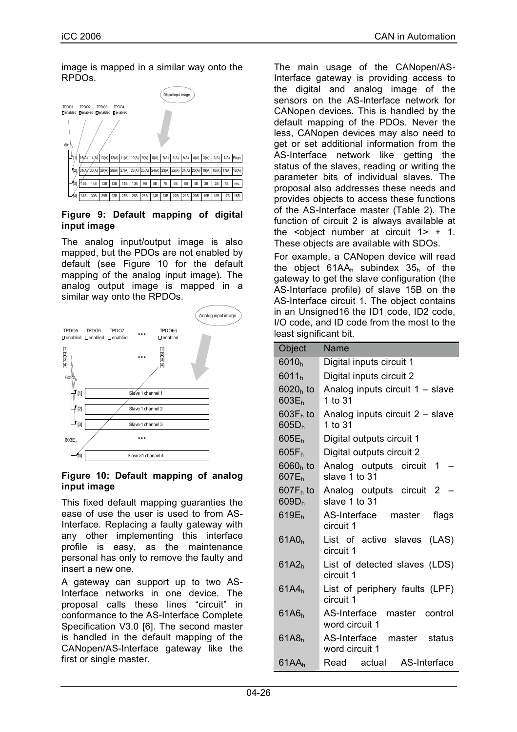image is mapped in a similar way onto the RPDOs.

**Figure 9: Default mapping of digital input image**

The analog input/output image is also mapped, but the PDOs are not enabled by default (see Figure 10 for the default mapping of the analog input image). The analog output image is mapped in a similar way onto the RPDOs.

**Figure 10: Default mapping of analog input image**

This fixed default mapping guaranties the ease of use the user is used to from AS-Interface. Replacing a faulty gateway with any other implementing this interface profile is easy, as the maintenance personal has only to remove the faulty and insert a new one.

A gateway can support up to two AS-Interface networks in one device. The proposal calls these lines "circuit" in conformance to the AS-Interface Complete Specification V3.0 [6]. The second master is handled in the default mapping of the CANopen/AS-Interface gateway like the first or single master.

The main usage of the CANopen/AS-Interface gateway is providing access to the digital and analog image of the sensors on the AS-Interface network for CANopen devices. This is handled by the default mapping of the PDOs. Never the less, CANopen devices may also need to get or set additional information from the AS-Interface network like getting the status of the slaves, reading or writing the parameter bits of individual slaves. The proposal also addresses these needs and provides objects to access these functions of the AS-Interface master (Table 2). The function of circuit 2 is always available at the <object number at circuit 1> + 1. These objects are available with SDOs.

For example, a CANopen device will read the object $61AA_h$ subindex $35_h$ of the gateway to get the slave configuration (the AS-Interface profile) of slave 15B on the AS-Interface circuit 1. The object contains in an Unsigned16 the ID1 code, ID2 code, I/O code, and ID code from the most to the least significant bit.

| Object | Name |
|---|---|
| $6010_h$ | Digital inputs circuit 1 |
| $6011_h$ | Digital inputs circuit 2 |
| $6020_h$ to $603E_h$ | Analog inputs circuit 1 – slave 1 to 31 |
| $603F_h$ to $605D_h$ | Analog inputs circuit 2 – slave 1 to 31 |
| $605E_h$ | Digital outputs circuit 1 |
| $605F_h$ | Digital outputs circuit 2 |
| $6060_h$ to $607E_h$ | Analog outputs circuit 1 – slave 1 to 31 |
| $607F_h$ to $609D_h$ | Analog outputs circuit 2 – slave 1 to 31 |
| $619E_h$ | AS-Interface master flags circuit 1 |
| $61A0_h$ | List of active slaves (LAS) circuit 1 |
| $61A2_h$ | List of detected slaves (LDS) circuit 1 |
| $61A4_h$ | List of periphery faults (LPF) circuit 1 |
| $61A6_h$ | AS-Interface master control word circuit 1 |
| $61A8_h$ | AS-Interface master status word circuit 1 |
| $61AA_h$ | Read actual AS-Interface |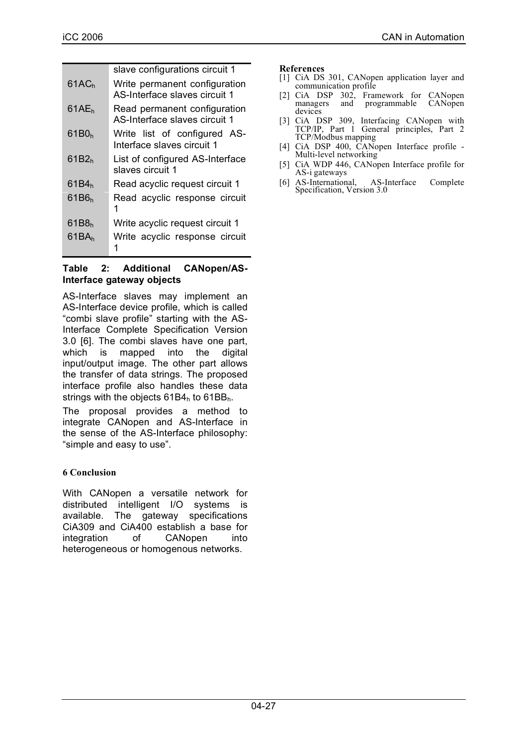| | |
|---|---|
| | slave configurations circuit 1 |
| $61AC_h$ | Write permanent configuration AS-Interface slaves circuit 1 |
| $61AE_h$ | Read permanent configuration AS-Interface slaves circuit 1 |
| $61B0_h$ | Write list of configured AS-Interface slaves circuit 1 |
| $61B2_h$ | List of configured AS-Interface slaves circuit 1 |
| $61B4_h$ | Read acyclic request circuit 1 |
| $61B6_h$ | Read acyclic response circuit 1 |
| $61B8_h$ | Write acyclic request circuit 1 |
| $61BA_h$ | Write acyclic response circuit 1 |

**Table 2: Additional CANopen/AS-Interface gateway objects**

AS-Interface slaves may implement an AS-Interface device profile, which is called "combi slave profile" starting with the AS-Interface Complete Specification Version 3.0 [6]. The combi slaves have one part, which is mapped into the digital input/output image. The other part allows the transfer of data strings. The proposed interface profile also handles these data strings with the objects $61B4_h$ to $61BB_h$.

The proposal provides a method to integrate CANopen and AS-Interface in the sense of the AS-Interface philosophy: "simple and easy to use".

## 6 Conclusion

With CANopen a versatile network for distributed intelligent I/O systems is available. The gateway specifications CiA309 and CiA400 establish a base for integration of CANopen into heterogeneous or homogenous networks.

## References

[1] CiA DS 301, CANopen application layer and communication profile

[2] CiA DSP 302, Framework for CANopen managers and programmable CANopen devices

[3] CiA DSP 309, Interfacing CANopen with TCP/IP, Part 1 General principles, Part 2 TCP/Modbus mapping

[4] CiA DSP 400, CANopen Interface profile - Multi-level networking

[5] CiA WDP 446, CANopen Interface profile for AS-i gateways

[6] AS-International, AS-Interface Complete Specification, Version 3.0